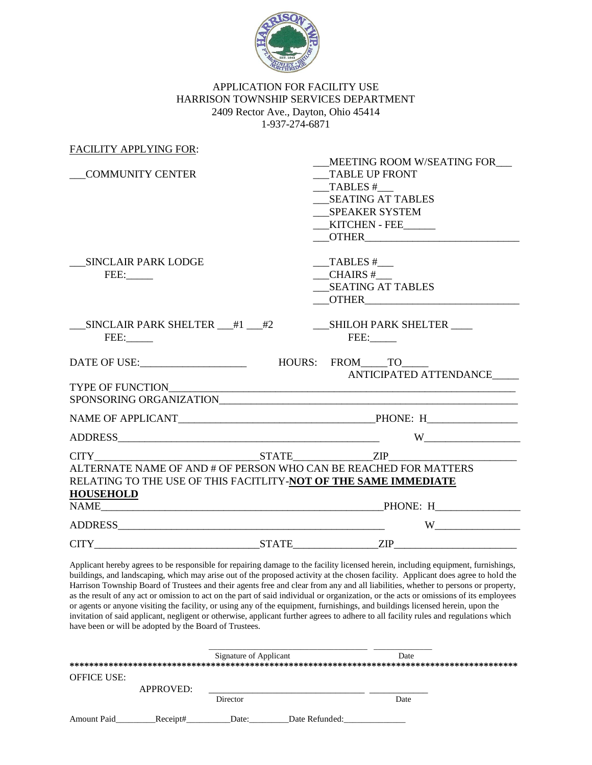APPLICATION FOR FACILITY USE
HARRISON TOWNSHIP SERVICES DEPARTMENT
2409 Rector Ave., Dayton, Ohio 45414
1-937-274-6871

FACILITY APPLYING FOR:

___COMMUNITY CENTER

___MEETING ROOM W/SEATING FOR___
___TABLE UP FRONT
___TABLES #___
___SEATING AT TABLES
___SPEAKER SYSTEM
___KITCHEN - FEE______
___OTHER_____________________________

___SINCLAIR PARK LODGE
FEE:_____

___TABLES #___
___CHAIRS #___
___SEATING AT TABLES
___OTHER_____________________________

___SINCLAIR PARK SHELTER ___#1 ___#2
FEE:_____

___SHILOH PARK SHELTER ____
FEE:_____

DATE OF USE:____________________ HOURS: FROM_____TO_____
ANTICIPATED ATTENDANCE_____

TYPE OF FUNCTION_________________________________________________________________
SPONSORING ORGANIZATION__________________________________________________________

NAME OF APPLICANT____________________________________PHONE: H_________________

ADDRESS__________________________________________________ W__________________

CITY______________________________STATE______________ZIP_______________________

ALTERNATE NAME OF AND # OF PERSON WHO CAN BE REACHED FOR MATTERS RELATING TO THE USE OF THIS FACITLITY-**NOT OF THE SAME IMMEDIATE HOUSEHOLD**

NAME_____________________________________________________PHONE: H________________

ADDRESS___________________________________________________ W________________

CITY______________________________STATE_______________ZIP______________________

Applicant hereby agrees to be responsible for repairing damage to the facility licensed herein, including equipment, furnishings, buildings, and landscaping, which may arise out of the proposed activity at the chosen facility. Applicant does agree to hold the Harrison Township Board of Trustees and their agents free and clear from any and all liabilities, whether to persons or property, as the result of any act or omission to act on the part of said individual or organization, or the acts or omissions of its employees or agents or anyone visiting the facility, or using any of the equipment, furnishings, and buildings licensed herein, upon the invitation of said applicant, negligent or otherwise, applicant further agrees to adhere to all facility rules and regulations which have been or will be adopted by the Board of Trustees.

_________________________________ _____________
Signature of Applicant Date

**************************************************************************************************

OFFICE USE:

APPROVED: _________________________________ _____________
Director Date

Amount Paid_________Receipt#__________Date:_________Date Refunded:______________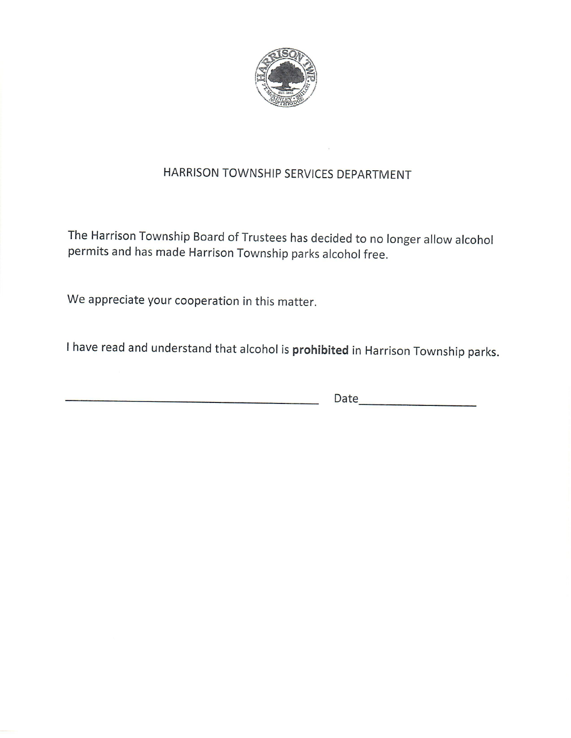HARRISON TOWNSHIP SERVICES DEPARTMENT

The Harrison Township Board of Trustees has decided to no longer allow alcohol permits and has made Harrison Township parks alcohol free.

We appreciate your cooperation in this matter.

I have read and understand that alcohol is **prohibited** in Harrison Township parks.

\_\_\_\_\_\_\_\_\_\_\_\_\_\_\_\_\_\_\_\_\_\_\_\_\_\_\_\_\_\_\_\_\_\_\_\_ Date\_\_\_\_\_\_\_\_\_\_\_\_\_\_\_\_\_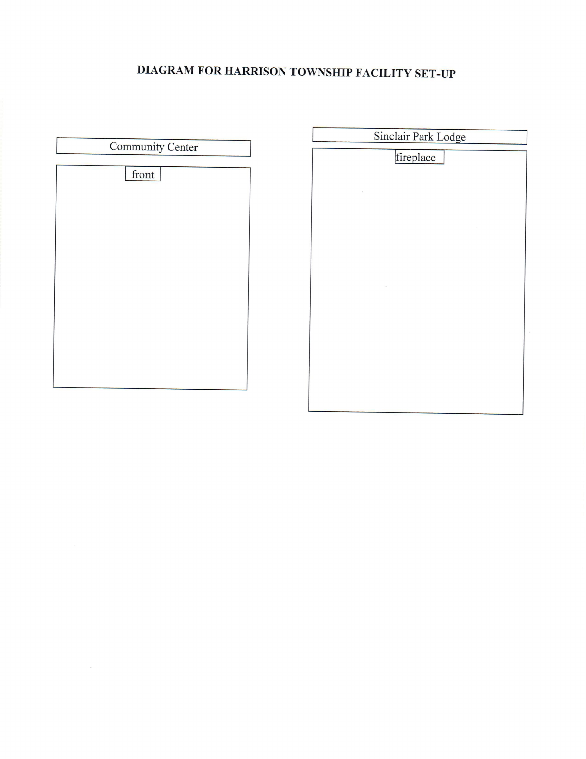# DIAGRAM FOR HARRISON TOWNSHIP FACILITY SET-UP

Community Center

front

Sinclair Park Lodge

fireplace